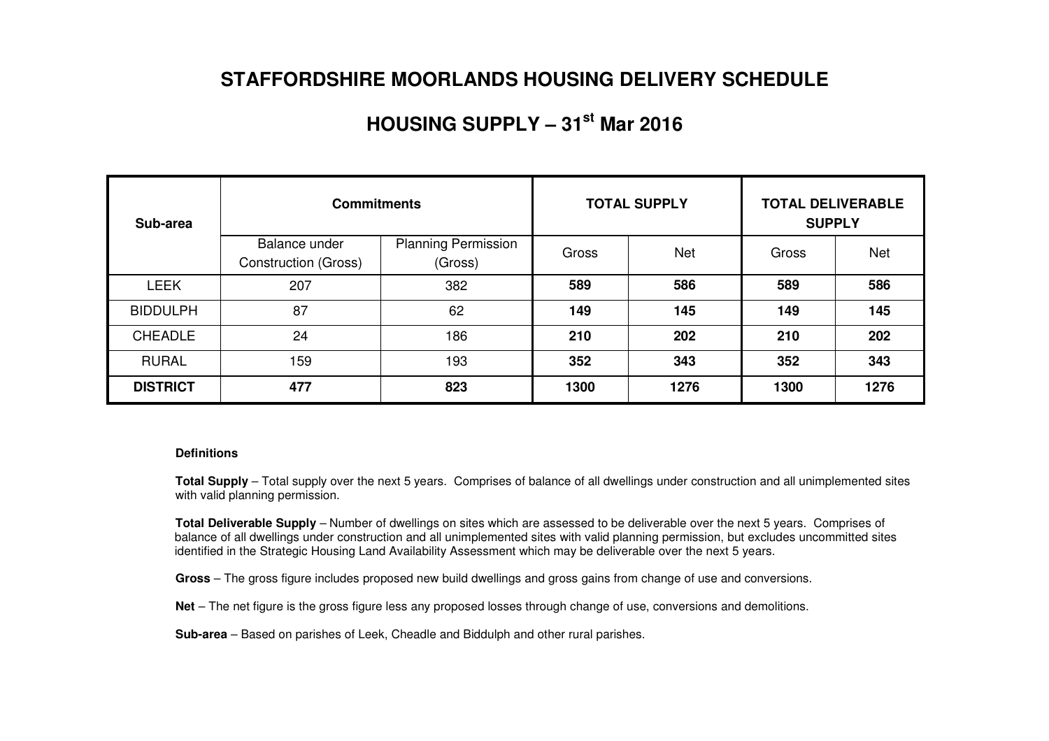# STAFFORDSHIRE MOORLANDS HOUSING DELIVERY SCHEDULE

## HOUSING SUPPLY – 31st Mar 2016

| Sub-area | Commitments | | TOTAL SUPPLY | | TOTAL DELIVERABLE SUPPLY | |
|---|---|---|---|---|---|---|
| | Balance under Construction (Gross) | Planning Permission (Gross) | Gross | Net | Gross | Net |
| LEEK | 207 | 382 | **589** | **586** | **589** | **586** |
| BIDDULPH | 87 | 62 | **149** | **145** | **149** | **145** |
| CHEADLE | 24 | 186 | **210** | **202** | **210** | **202** |
| RURAL | 159 | 193 | **352** | **343** | **352** | **343** |
| **DISTRICT** | **477** | **823** | **1300** | **1276** | **1300** | **1276** |

**Definitions**

**Total Supply** – Total supply over the next 5 years. Comprises of balance of all dwellings under construction and all unimplemented sites with valid planning permission.

**Total Deliverable Supply** – Number of dwellings on sites which are assessed to be deliverable over the next 5 years. Comprises of balance of all dwellings under construction and all unimplemented sites with valid planning permission, but excludes uncommitted sites identified in the Strategic Housing Land Availability Assessment which may be deliverable over the next 5 years.

**Gross** – The gross figure includes proposed new build dwellings and gross gains from change of use and conversions.

**Net** – The net figure is the gross figure less any proposed losses through change of use, conversions and demolitions.

**Sub-area** – Based on parishes of Leek, Cheadle and Biddulph and other rural parishes.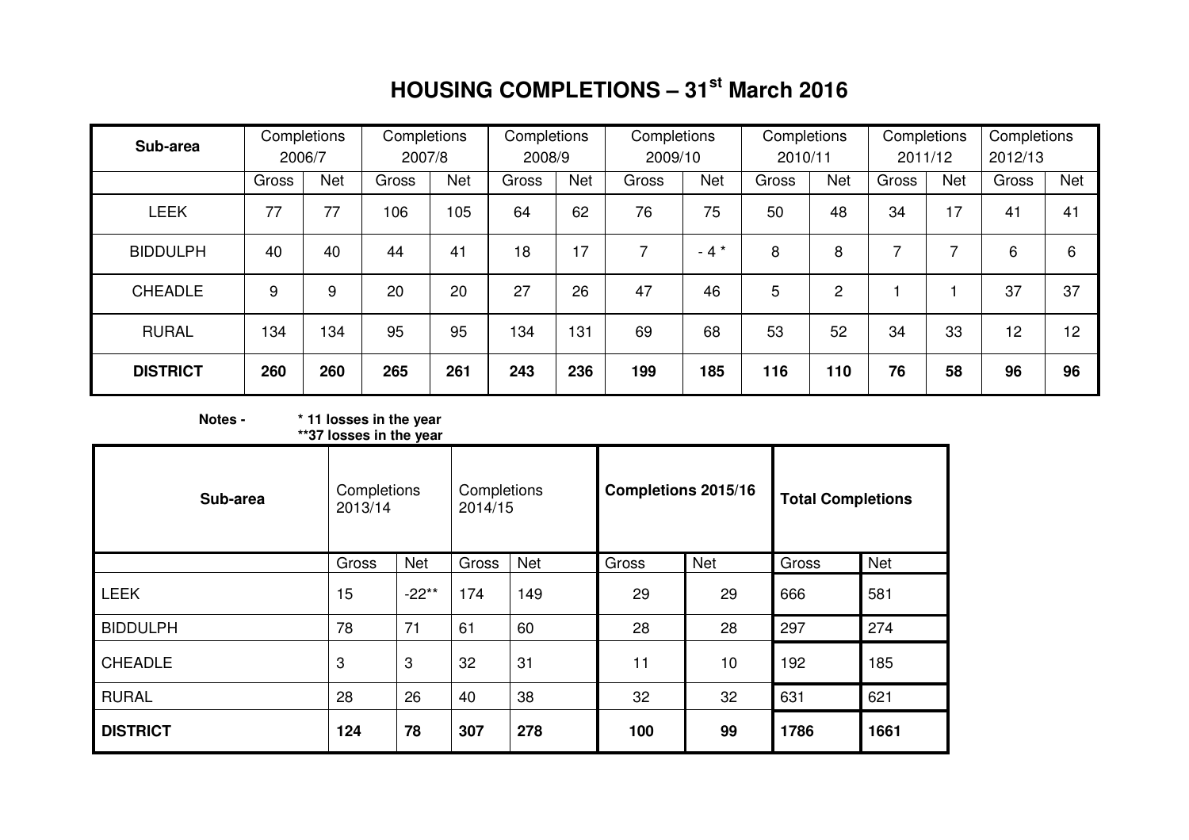# HOUSING COMPLETIONS – 31st March 2016

| Sub-area | Completions 2006/7 | | Completions 2007/8 | | Completions 2008/9 | | Completions 2009/10 | | Completions 2010/11 | | Completions 2011/12 | | Completions 2012/13 | |
|---|---|---|---|---|---|---|---|---|---|---|---|---|---|---|
| | Gross | Net | Gross | Net | Gross | Net | Gross | Net | Gross | Net | Gross | Net | Gross | Net |
| LEEK | 77 | 77 | 106 | 105 | 64 | 62 | 76 | 75 | 50 | 48 | 34 | 17 | 41 | 41 |
| BIDDULPH | 40 | 40 | 44 | 41 | 18 | 17 | 7 | - 4 * | 8 | 8 | 7 | 7 | 6 | 6 |
| CHEADLE | 9 | 9 | 20 | 20 | 27 | 26 | 47 | 46 | 5 | 2 | 1 | 1 | 37 | 37 |
| RURAL | 134 | 134 | 95 | 95 | 134 | 131 | 69 | 68 | 53 | 52 | 34 | 33 | 12 | 12 |
| **DISTRICT** | **260** | **260** | **265** | **261** | **243** | **236** | **199** | **185** | **116** | **110** | **76** | **58** | **96** | **96** |

**Notes -** **\* 11 losses in the year**
**\*\*37 losses in the year**

| Sub-area | Completions 2013/14 | | Completions 2014/15 | | **Completions 2015/16** | | **Total Completions** | |
|---|---|---|---|---|---|---|---|---|
| | Gross | Net | Gross | Net | Gross | Net | Gross | Net |
| LEEK | 15 | -22** | 174 | 149 | 29 | 29 | 666 | 581 |
| BIDDULPH | 78 | 71 | 61 | 60 | 28 | 28 | 297 | 274 |
| CHEADLE | 3 | 3 | 32 | 31 | 11 | 10 | 192 | 185 |
| RURAL | 28 | 26 | 40 | 38 | 32 | 32 | 631 | 621 |
| **DISTRICT** | **124** | **78** | **307** | **278** | **100** | **99** | **1786** | **1661** |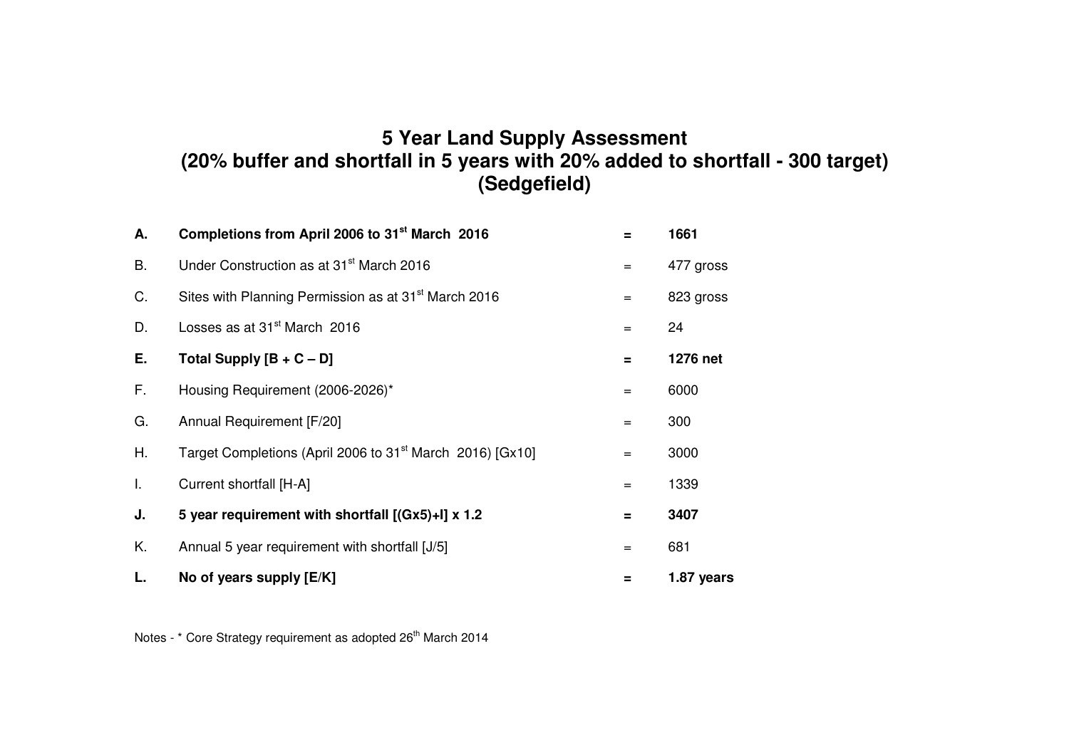# 5 Year Land Supply Assessment
## (20% buffer and shortfall in 5 years with 20% added to shortfall - 300 target)
## (Sedgefield)

| | | | |
|---|---|---|---|
| **A.** | **Completions from April 2006 to 31st March 2016** | **=** | **1661** |
| B. | Under Construction as at 31st March 2016 | = | 477 gross |
| C. | Sites with Planning Permission as at 31st March 2016 | = | 823 gross |
| D. | Losses as at 31st March 2016 | = | 24 |
| **E.** | **Total Supply [B + C – D]** | **=** | **1276 net** |
| F. | Housing Requirement (2006-2026)* | = | 6000 |
| G. | Annual Requirement [F/20] | = | 300 |
| H. | Target Completions (April 2006 to 31st March 2016) [Gx10] | = | 3000 |
| I. | Current shortfall [H-A] | = | 1339 |
| **J.** | **5 year requirement with shortfall [(Gx5)+I] x 1.2** | **=** | **3407** |
| K. | Annual 5 year requirement with shortfall [J/5] | = | 681 |
| **L.** | **No of years supply [E/K]** | **=** | **1.87 years** |

Notes - * Core Strategy requirement as adopted 26th March 2014